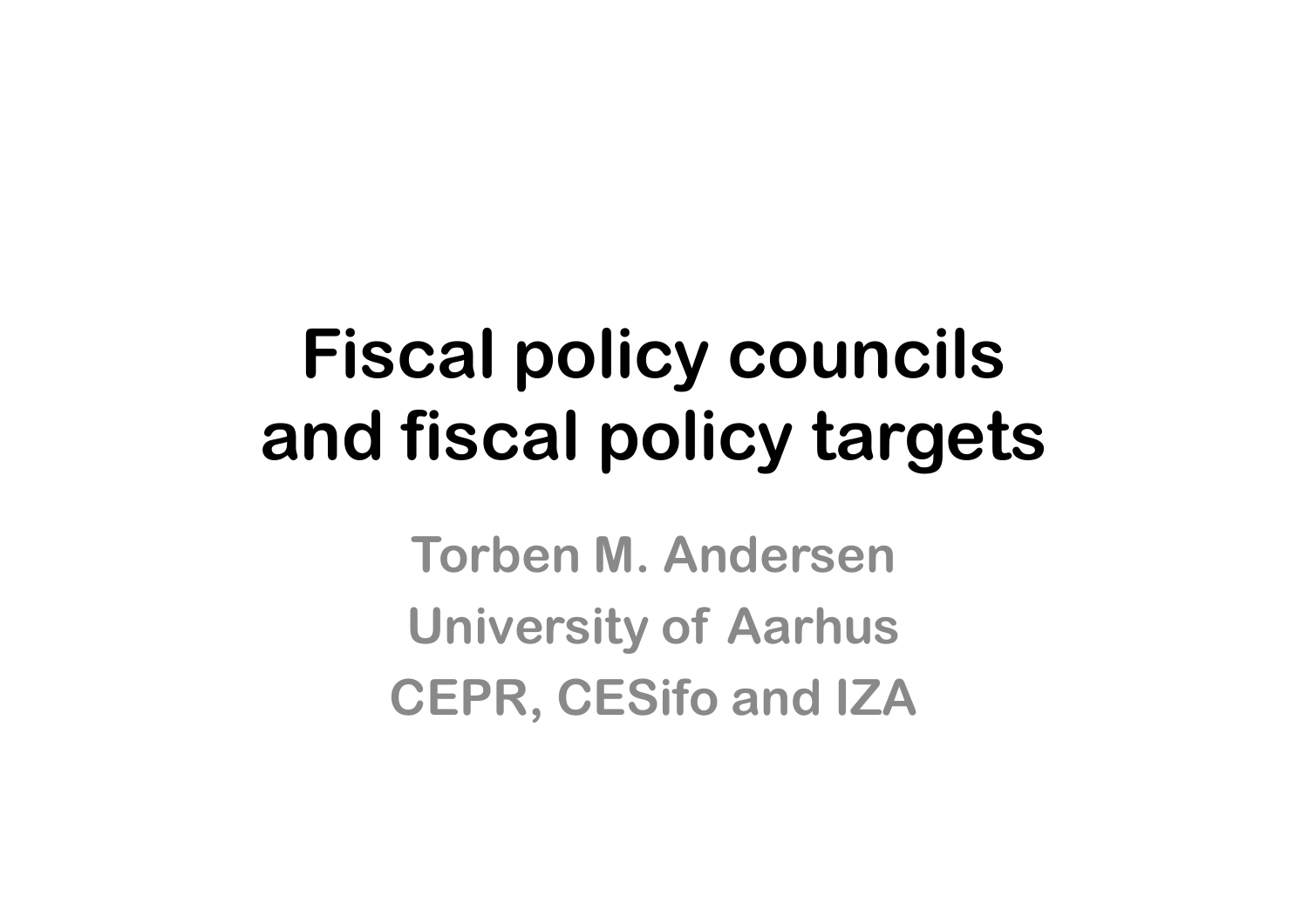# Fiscal policy councils and fiscal policy targets

**Torben M. Andersen**

**University of Aarhus**

**CEPR, CESifo and IZA**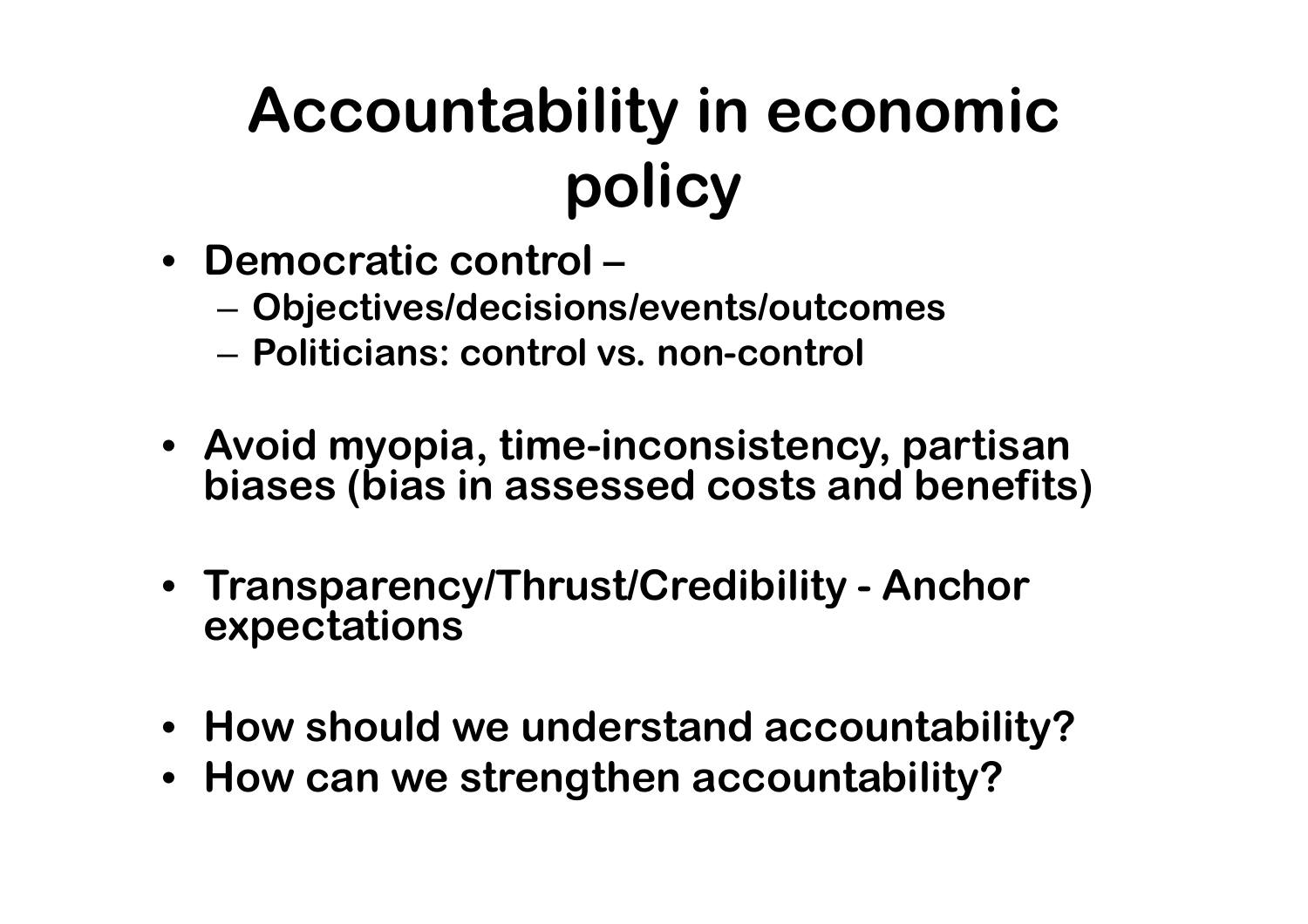# Accountability in economic policy

- Democratic control –
  - Objectives/decisions/events/outcomes
  - Politicians: control vs. non-control

- Avoid myopia, time-inconsistency, partisan biases (bias in assessed costs and benefits)

- Transparency/Thrust/Credibility - Anchor expectations

- How should we understand accountability?
- How can we strengthen accountability?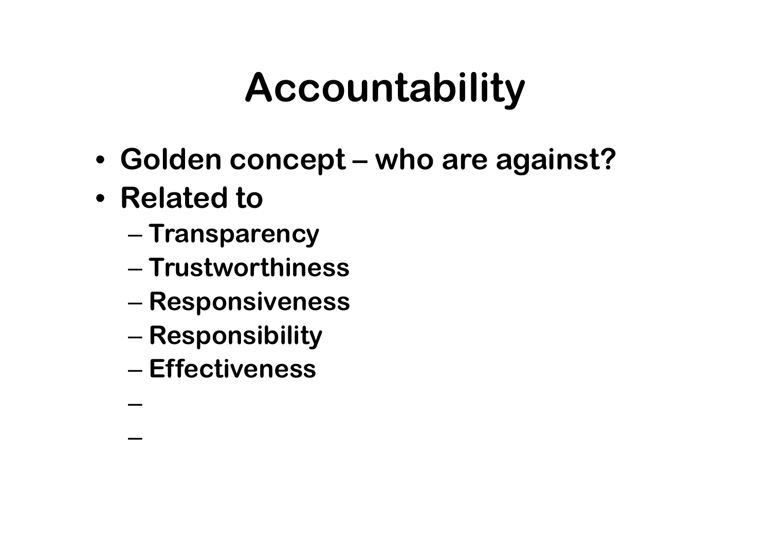# Accountability

- Golden concept – who are against?
- Related to
  - Transparency
  - Trustworthiness
  - Responsiveness
  - Responsibility
  - Effectiveness
  - 
  -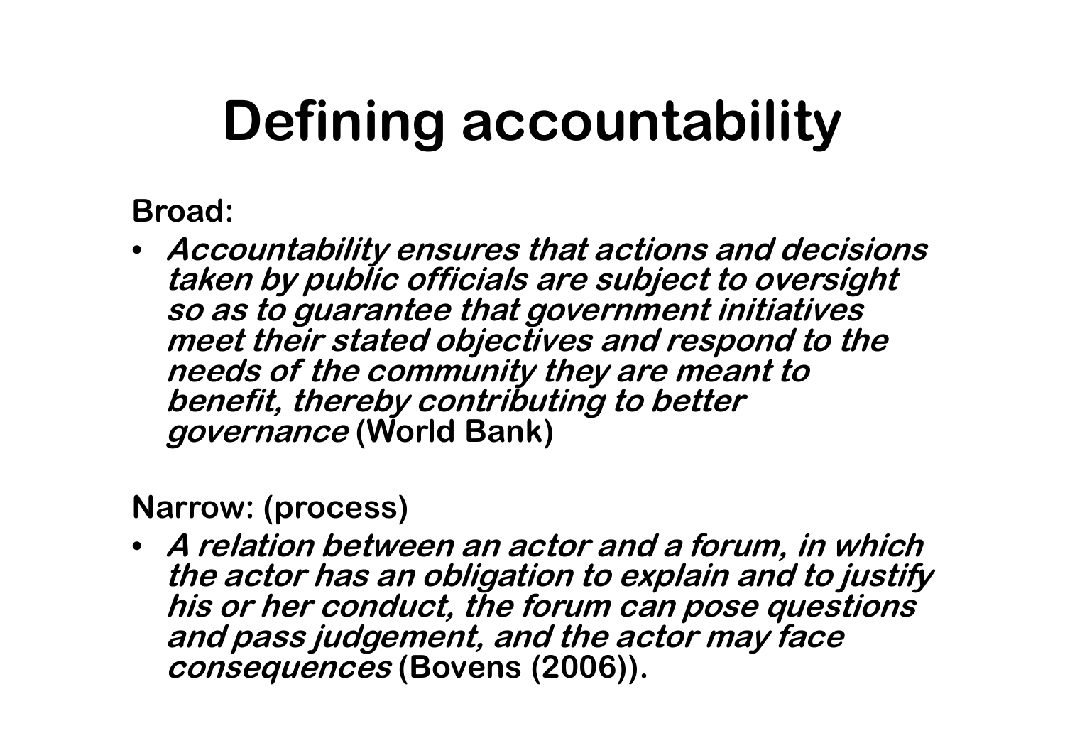# Defining accountability

**Broad:**

- ***Accountability ensures that actions and decisions taken by public officials are subject to oversight so as to guarantee that government initiatives meet their stated objectives and respond to the needs of the community they are meant to benefit, thereby contributing to better governance*** **(World Bank)**

**Narrow: (process)**

- ***A relation between an actor and a forum, in which the actor has an obligation to explain and to justify his or her conduct, the forum can pose questions and pass judgement, and the actor may face consequences*** **(Bovens (2006)).**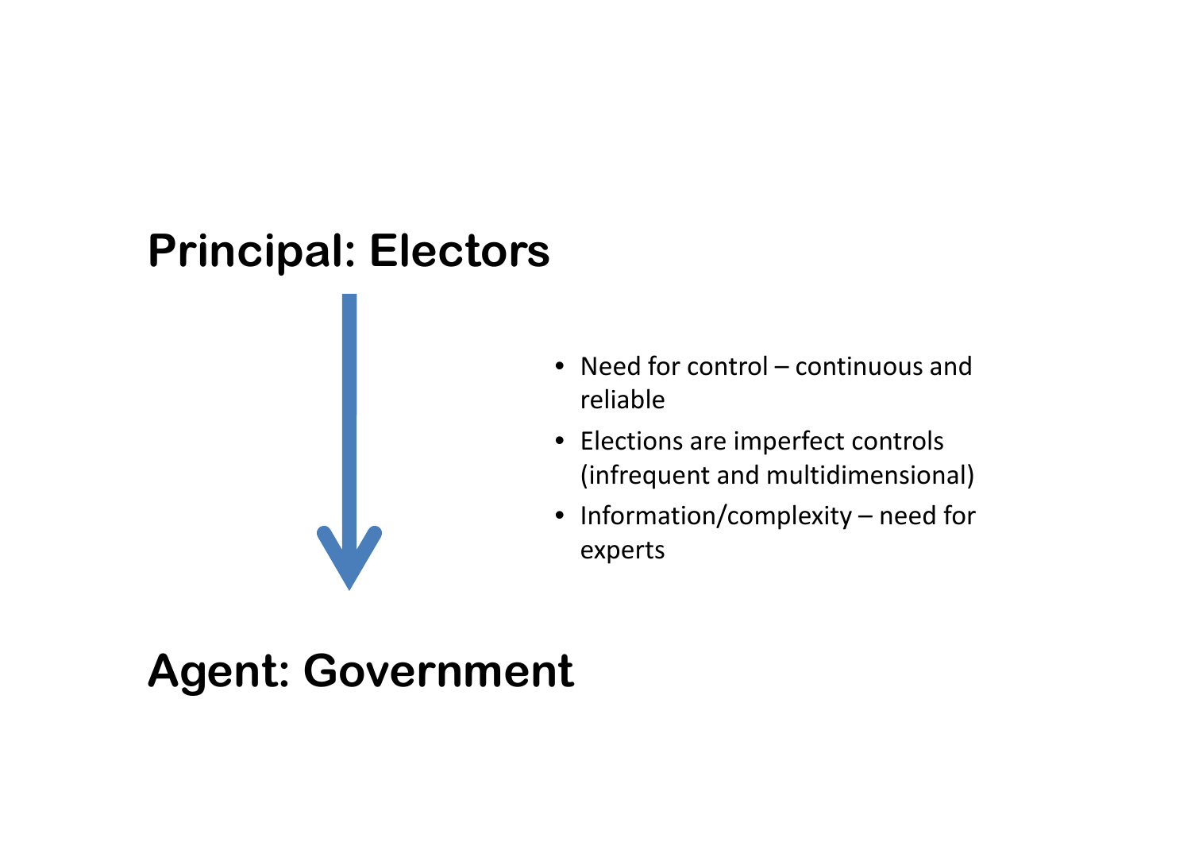**Principal: Electors**

**Agent: Government**

- Need for control – continuous and reliable
- Elections are imperfect controls (infrequent and multidimensional)
- Information/complexity – need for experts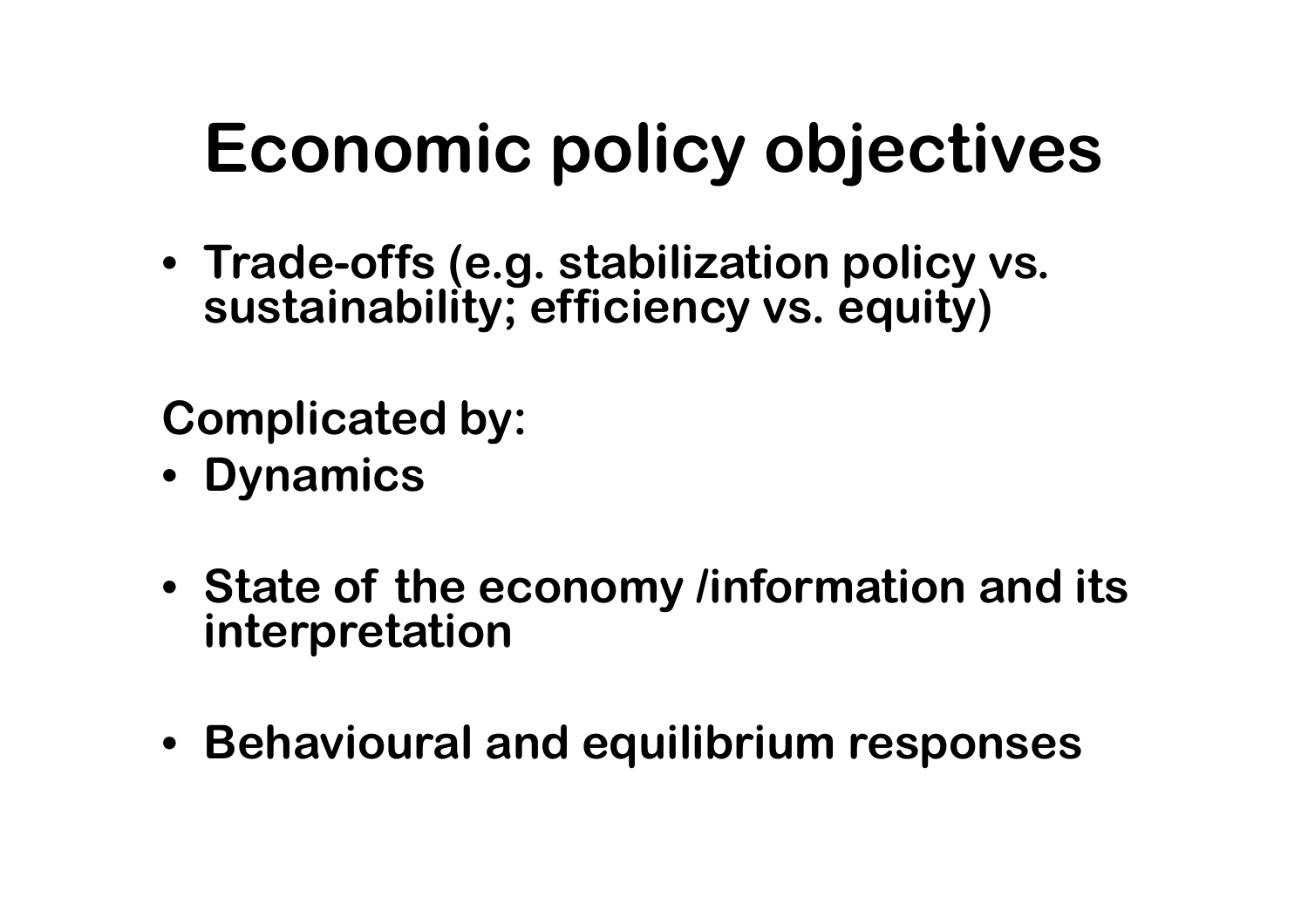# Economic policy objectives

- Trade-offs (e.g. stabilization policy vs. sustainability; efficiency vs. equity)

Complicated by:

- Dynamics
- State of the economy /information and its interpretation
- Behavioural and equilibrium responses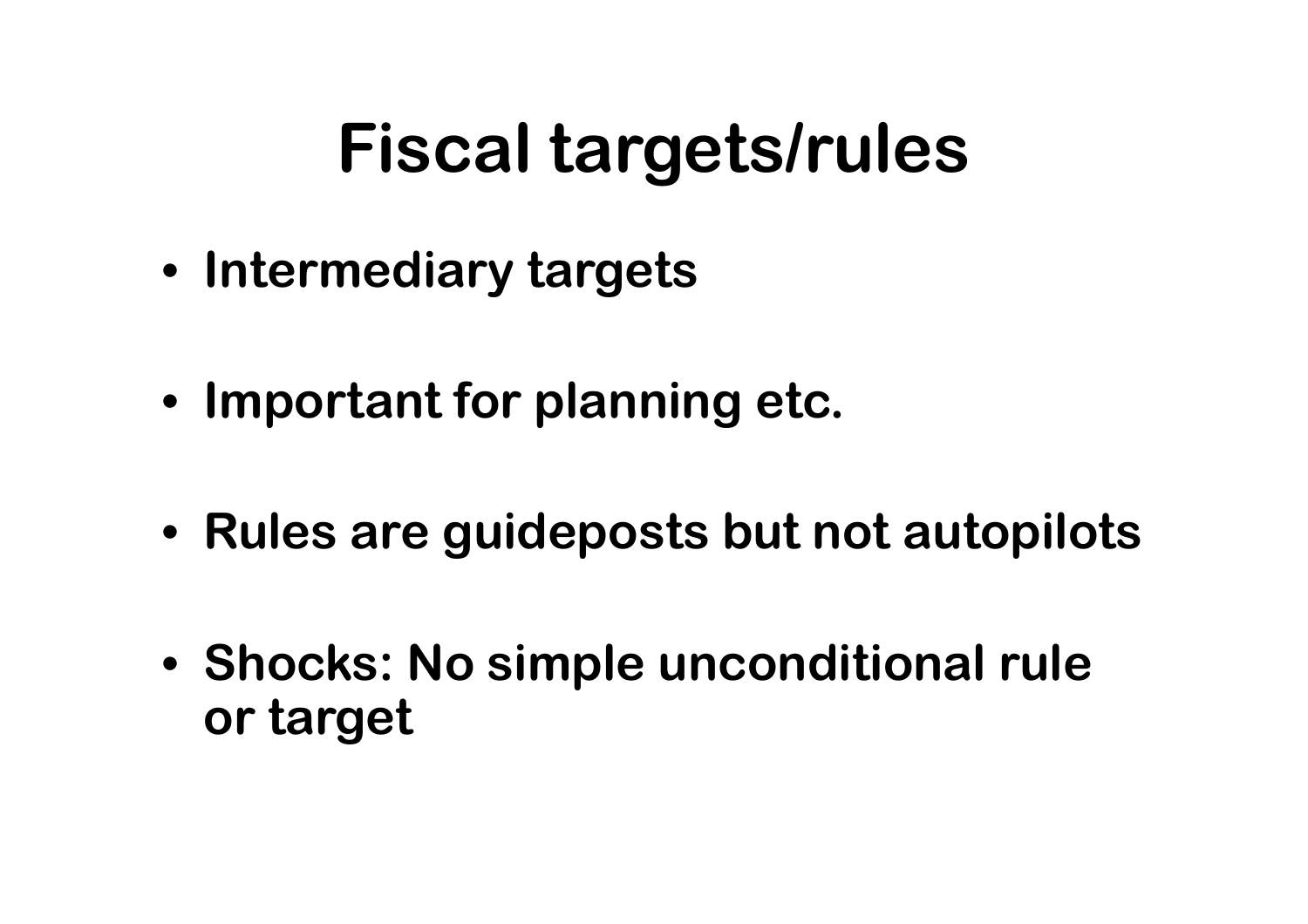# Fiscal targets/rules

- Intermediary targets
- Important for planning etc.
- Rules are guideposts but not autopilots
- Shocks: No simple unconditional rule or target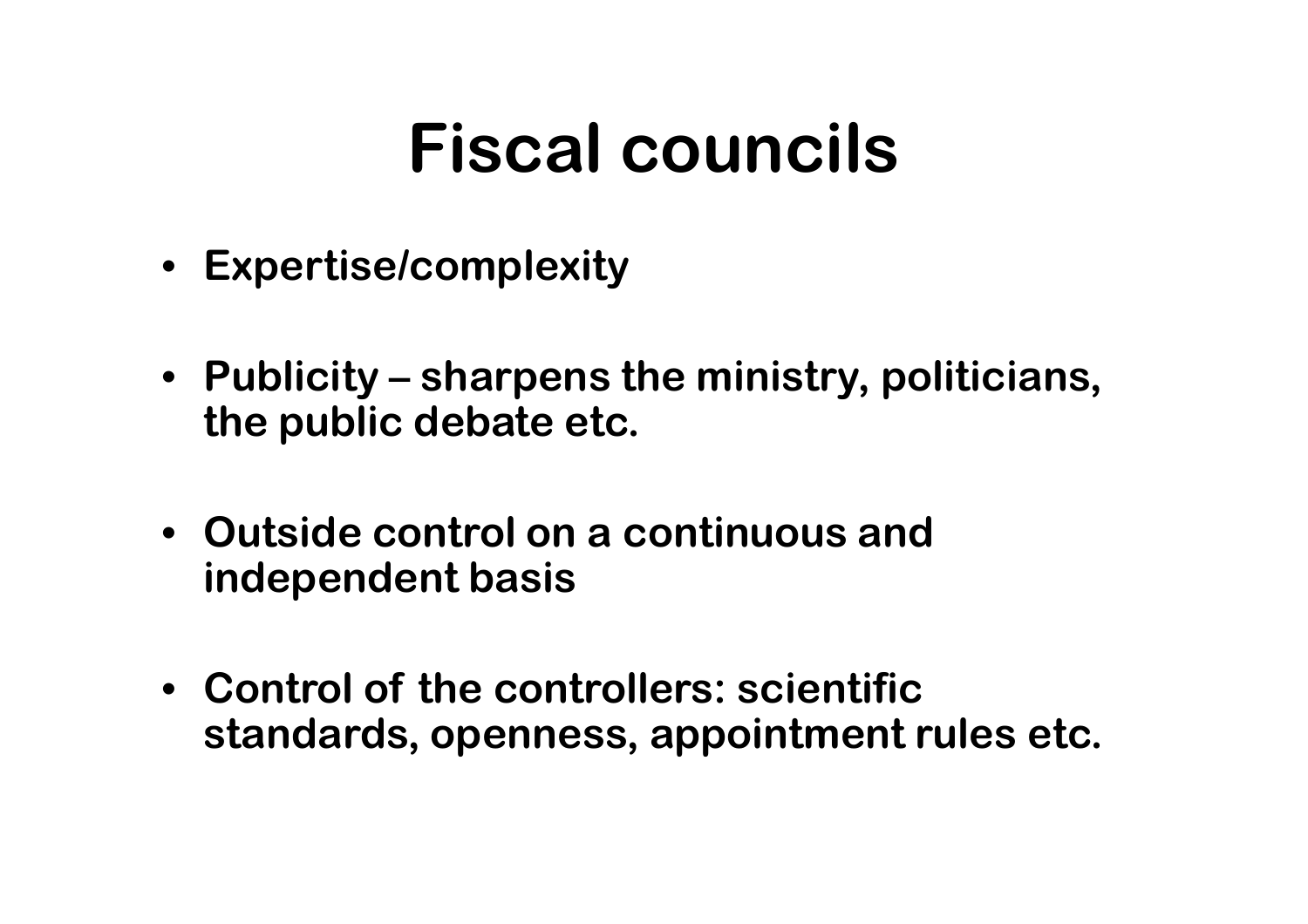# Fiscal councils

- **Expertise/complexity**
- **Publicity – sharpens the ministry, politicians, the public debate etc.**
- **Outside control on a continuous and independent basis**
- **Control of the controllers: scientific standards, openness, appointment rules etc.**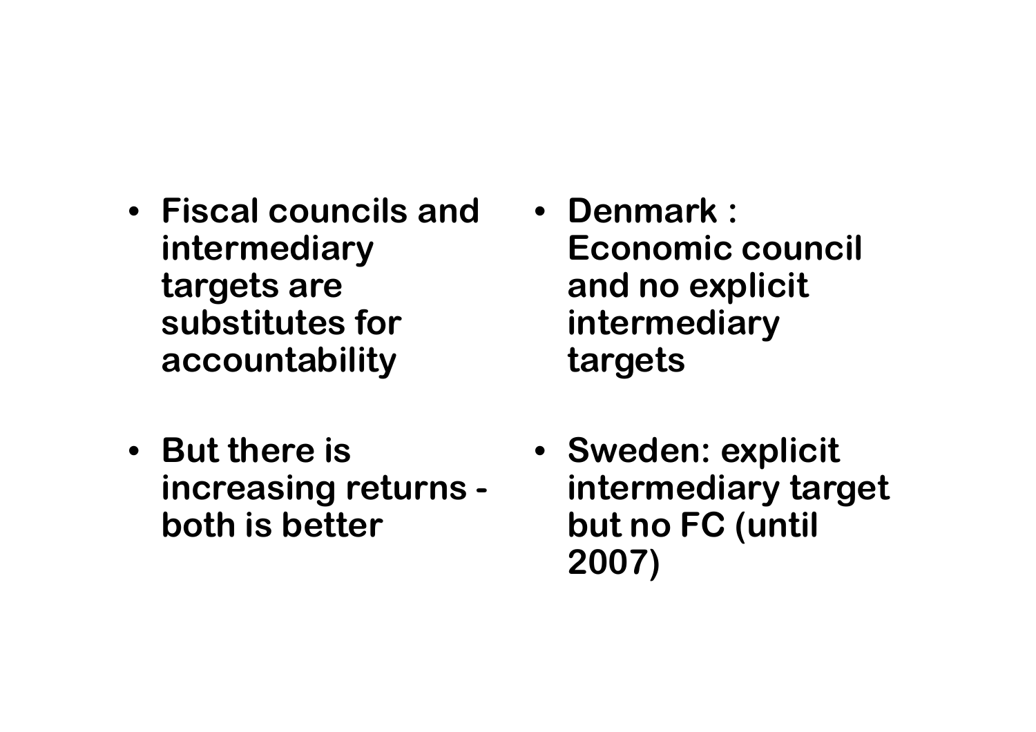- Fiscal councils and intermediary targets are substitutes for accountability

- But there is increasing returns - both is better

- Denmark : Economic council and no explicit intermediary targets

- Sweden: explicit intermediary target but no FC (until 2007)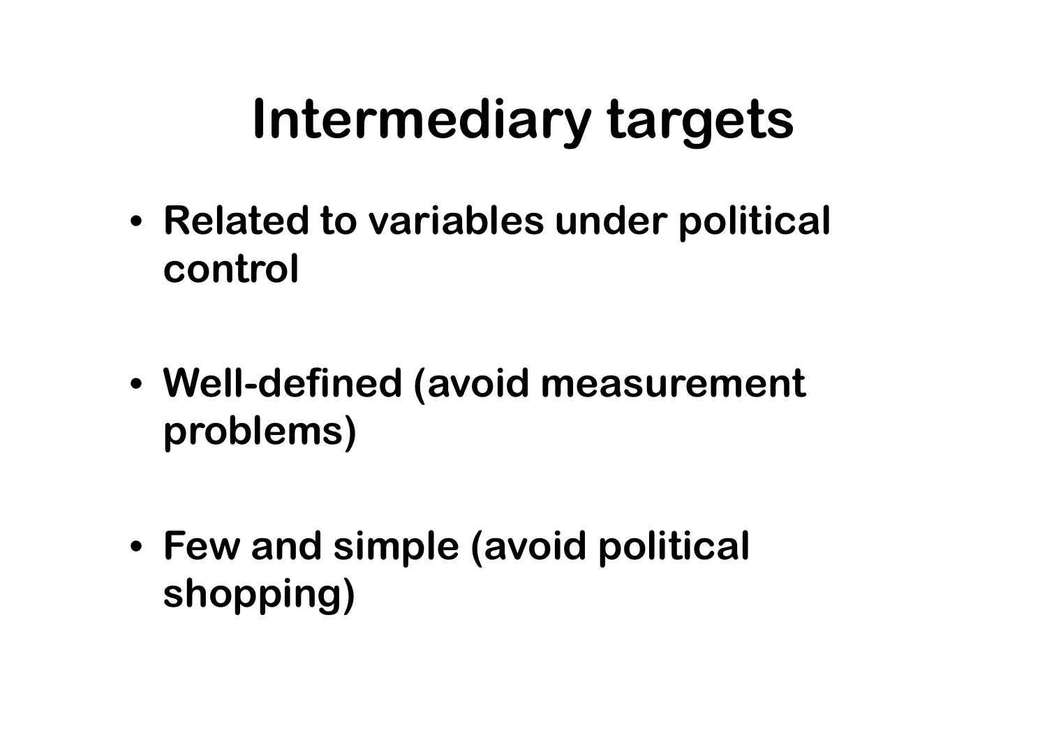# Intermediary targets

- **Related to variables under political control**
- **Well-defined (avoid measurement problems)**
- **Few and simple (avoid political shopping)**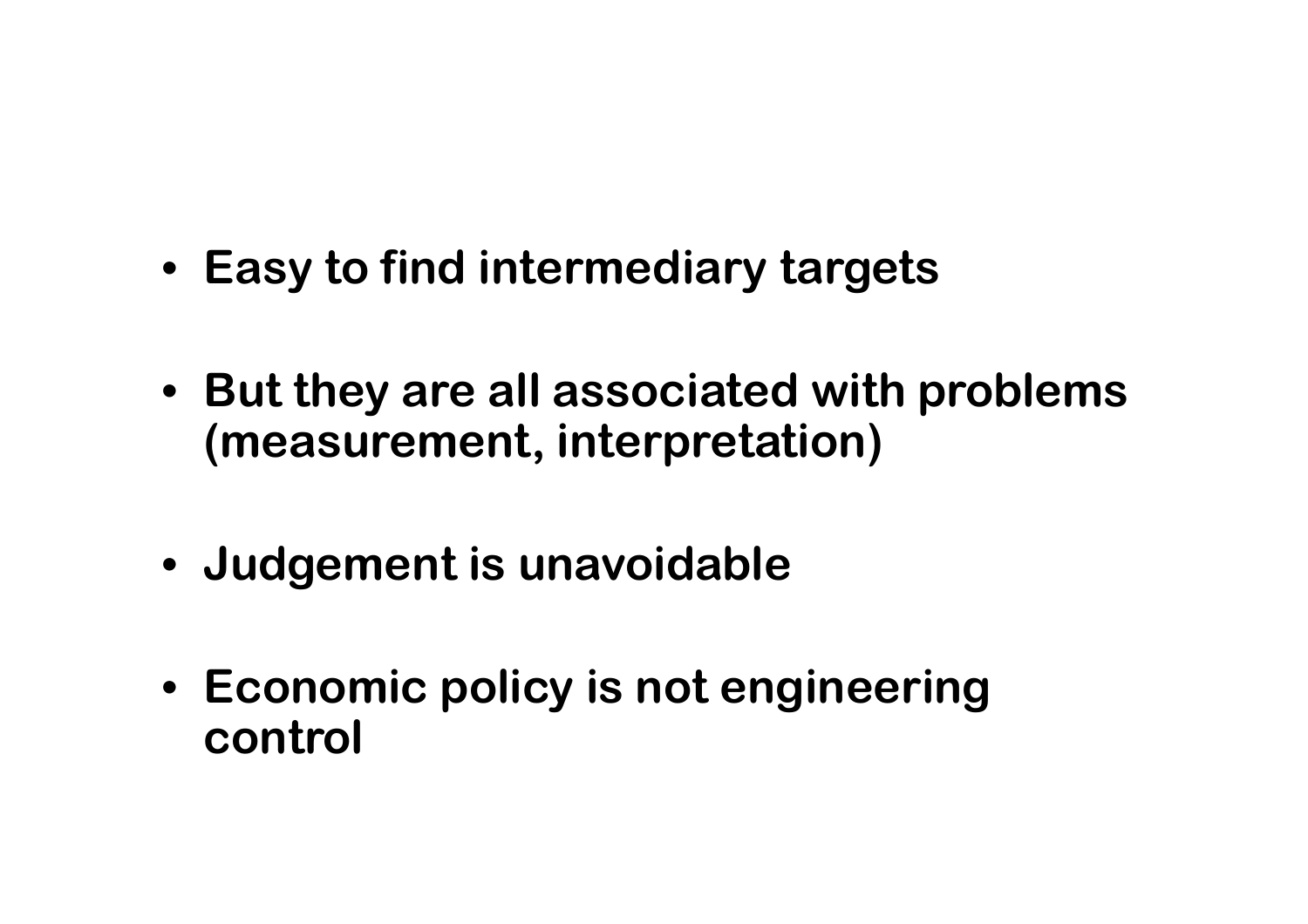- **Easy to find intermediary targets**

- **But they are all associated with problems (measurement, interpretation)**

- **Judgement is unavoidable**

- **Economic policy is not engineering control**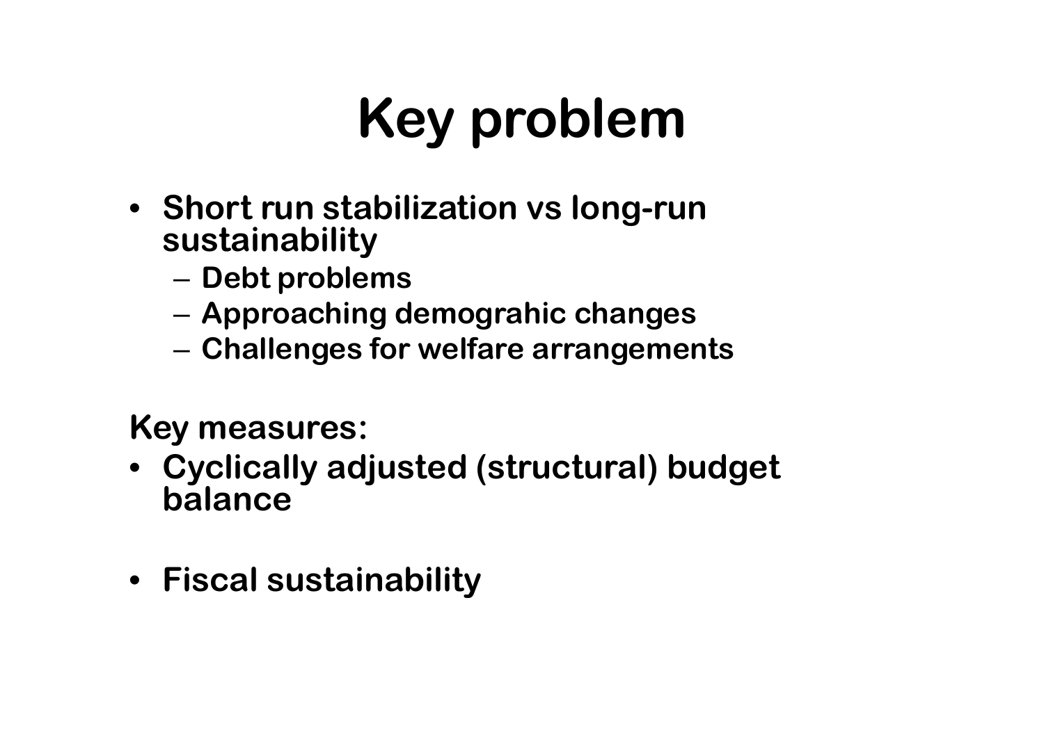# Key problem

- Short run stabilization vs long-run sustainability
  - Debt problems
  - Approaching demograhic changes
  - Challenges for welfare arrangements

Key measures:

- Cyclically adjusted (structural) budget balance

- Fiscal sustainability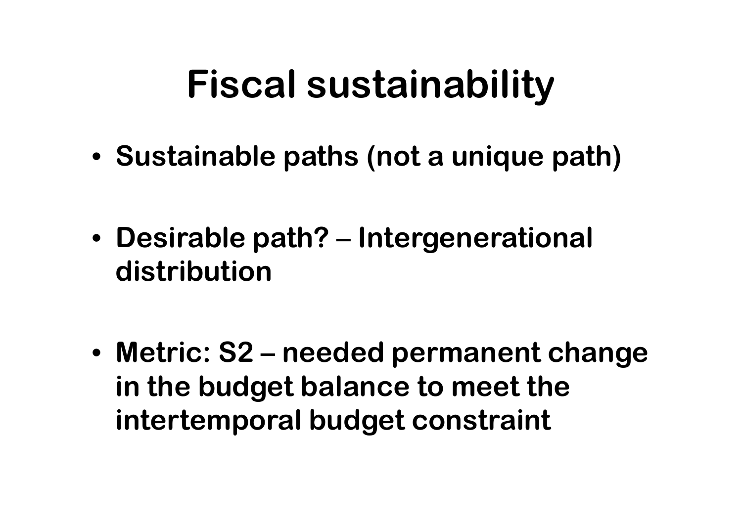# Fiscal sustainability

- **Sustainable paths (not a unique path)**
- **Desirable path? – Intergenerational distribution**
- **Metric: S2 – needed permanent change in the budget balance to meet the intertemporal budget constraint**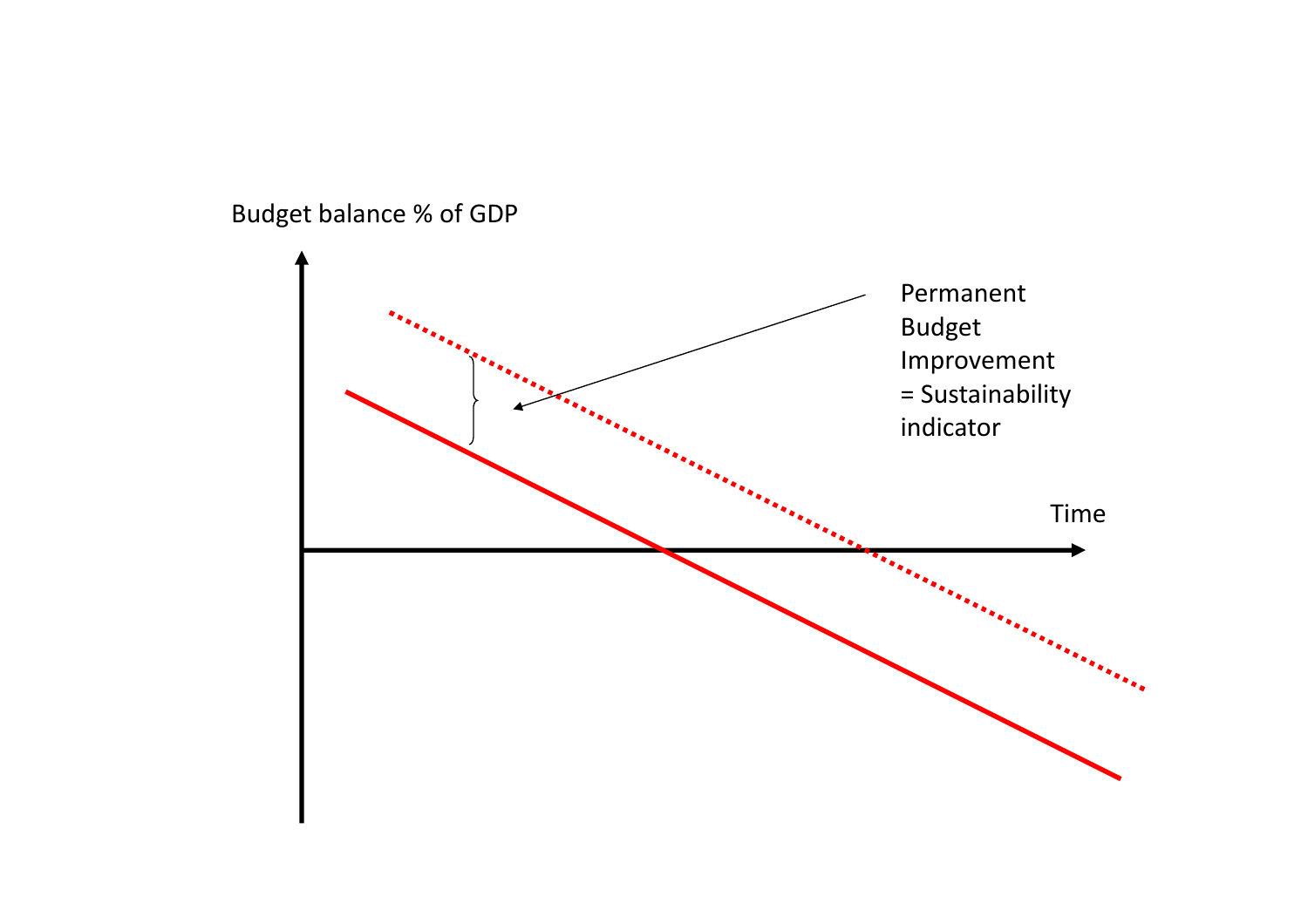Budget balance % of GDP

Permanent Budget Improvement = Sustainability indicator

Time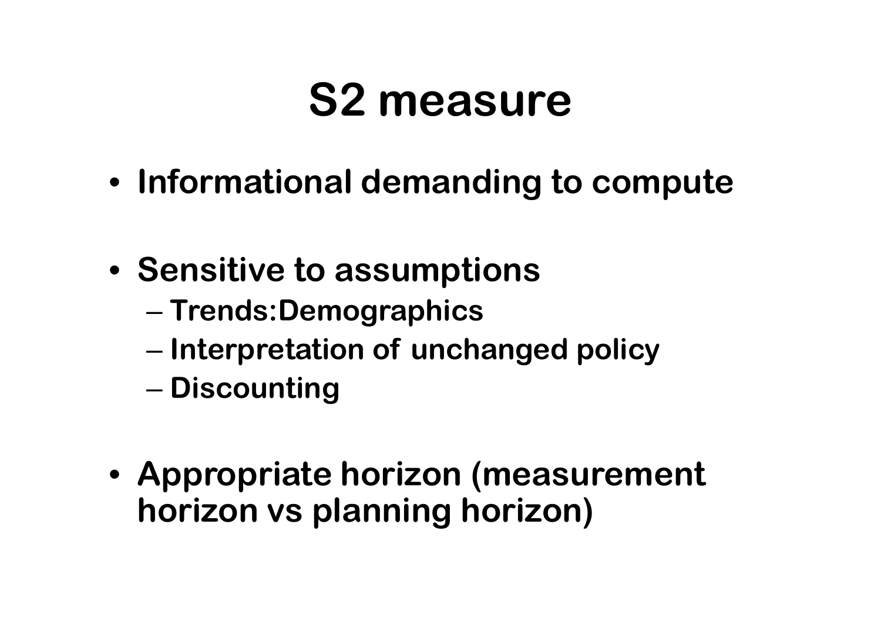# S2 measure

- Informational demanding to compute
- Sensitive to assumptions
  - Trends:Demographics
  - Interpretation of unchanged policy
  - Discounting
- Appropriate horizon (measurement horizon vs planning horizon)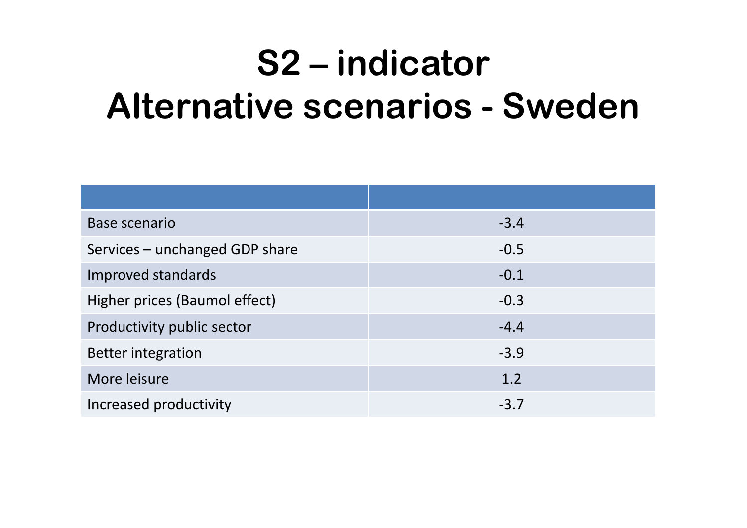# S2 – indicator
# Alternative scenarios - Sweden

| | |
|---|---|
| Base scenario | -3.4 |
| Services – unchanged GDP share | -0.5 |
| Improved standards | -0.1 |
| Higher prices (Baumol effect) | -0.3 |
| Productivity public sector | -4.4 |
| Better integration | -3.9 |
| More leisure | 1.2 |
| Increased productivity | -3.7 |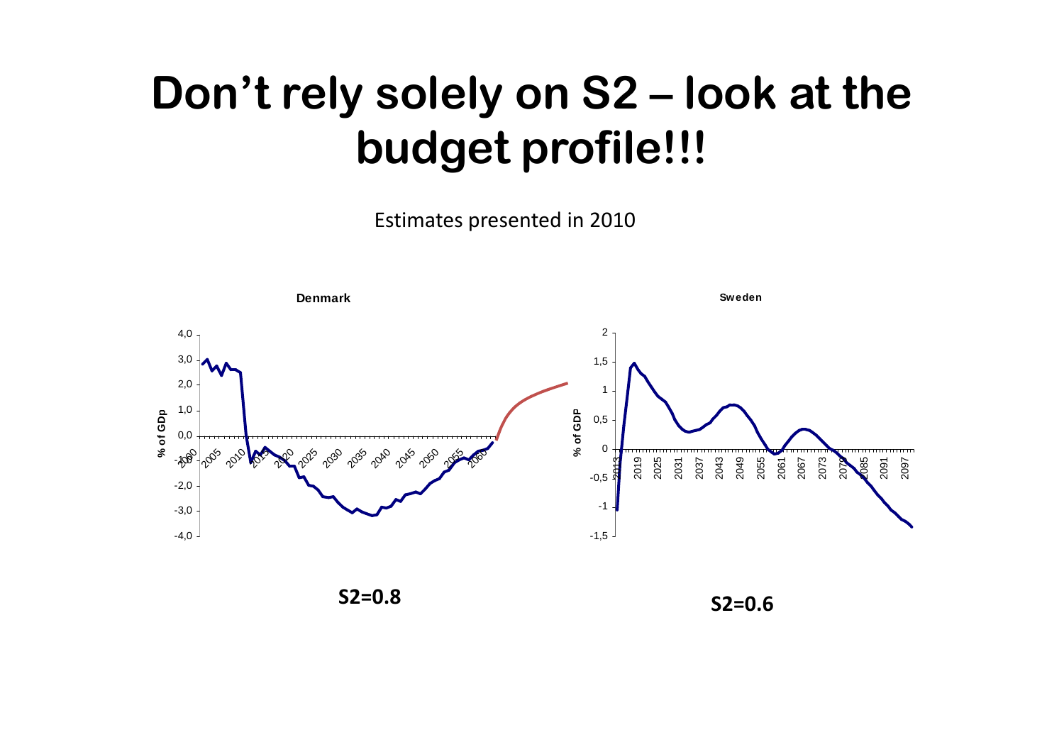# Don't rely solely on S2 – look at the budget profile!!!

Estimates presented in 2010

**Denmark**

**Sweden**

**S2=0.8**

**S2=0.6**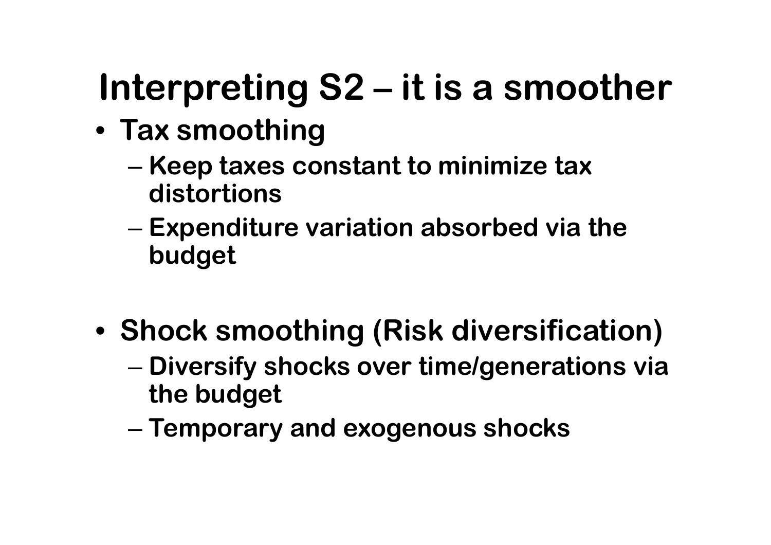# Interpreting S2 – it is a smoother

- **Tax smoothing**
  - **Keep taxes constant to minimize tax distortions**
  - **Expenditure variation absorbed via the budget**

- **Shock smoothing (Risk diversification)**
  - **Diversify shocks over time/generations via the budget**
  - **Temporary and exogenous shocks**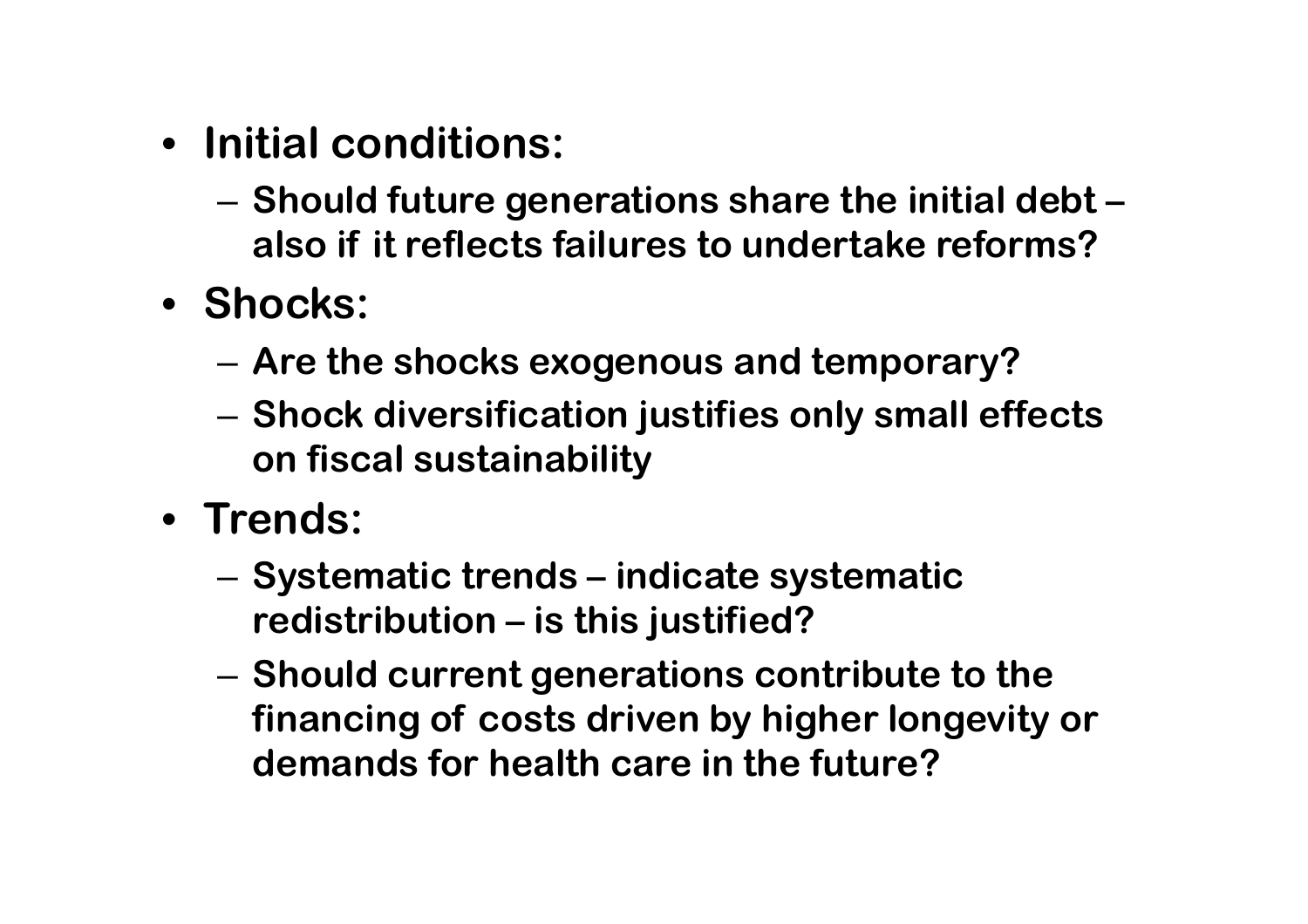- **Initial conditions:**
  - **Should future generations share the initial debt – also if it reflects failures to undertake reforms?**
- **Shocks:**
  - **Are the shocks exogenous and temporary?**
  - **Shock diversification justifies only small effects on fiscal sustainability**
- **Trends:**
  - **Systematic trends – indicate systematic redistribution – is this justified?**
  - **Should current generations contribute to the financing of costs driven by higher longevity or demands for health care in the future?**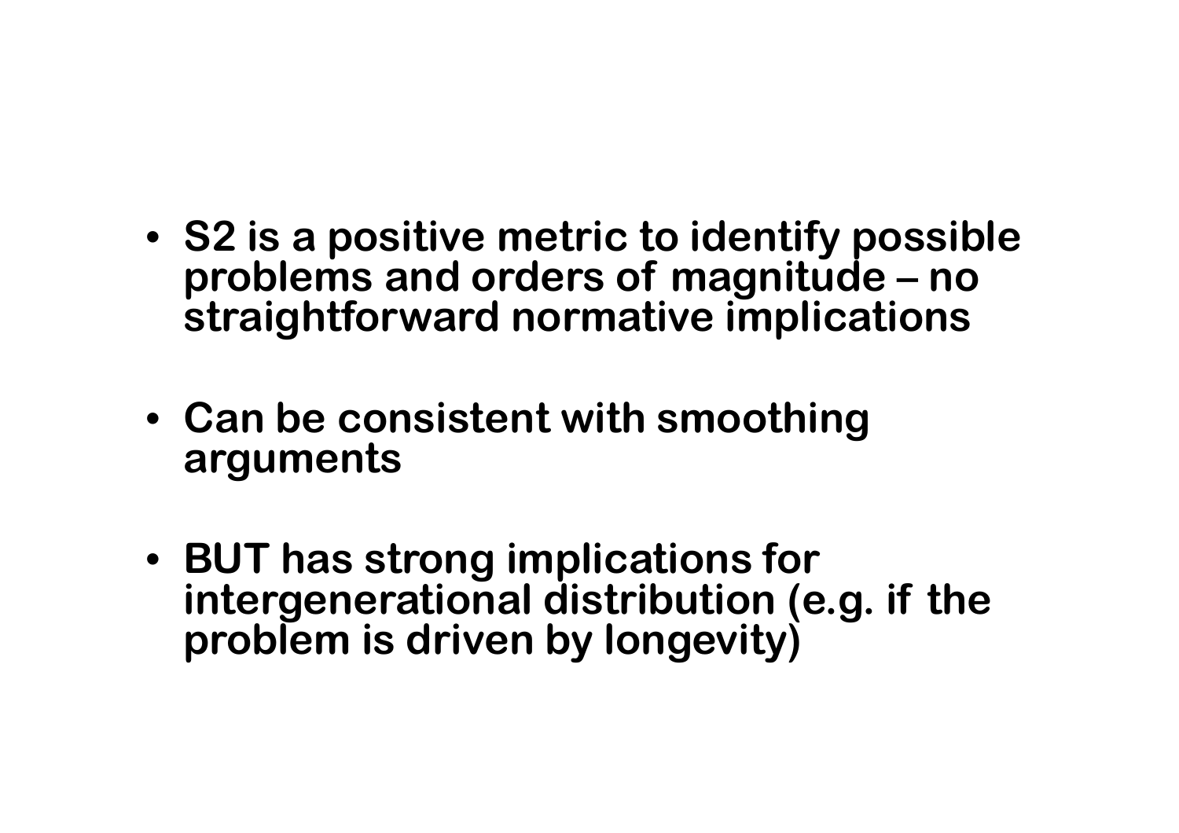- **S2 is a positive metric to identify possible problems and orders of magnitude – no straightforward normative implications**

- **Can be consistent with smoothing arguments**

- **BUT has strong implications for intergenerational distribution (e.g. if the problem is driven by longevity)**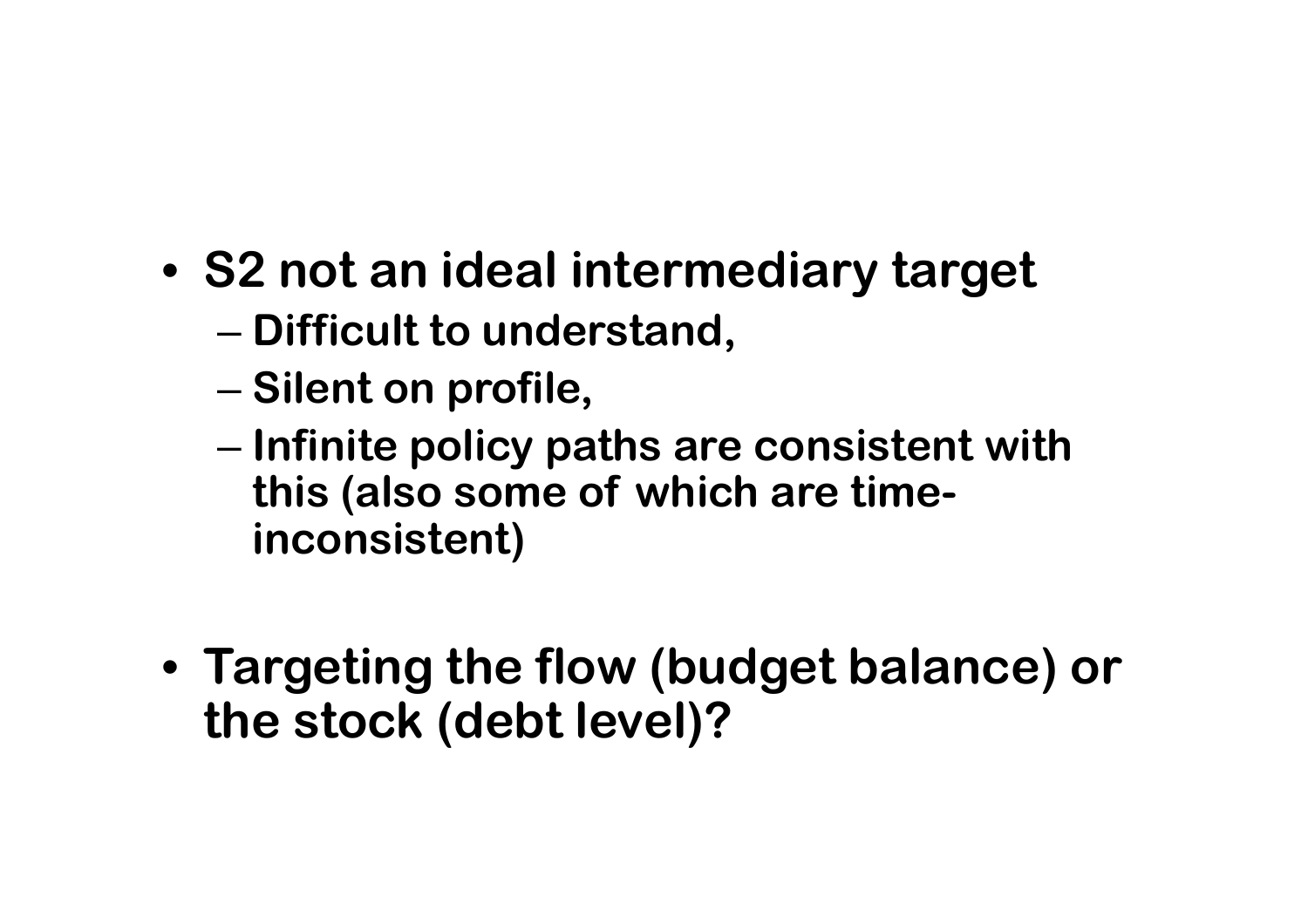- S2 not an ideal intermediary target
  - Difficult to understand,
  - Silent on profile,
  - Infinite policy paths are consistent with this (also some of which are time-inconsistent)

- Targeting the flow (budget balance) or the stock (debt level)?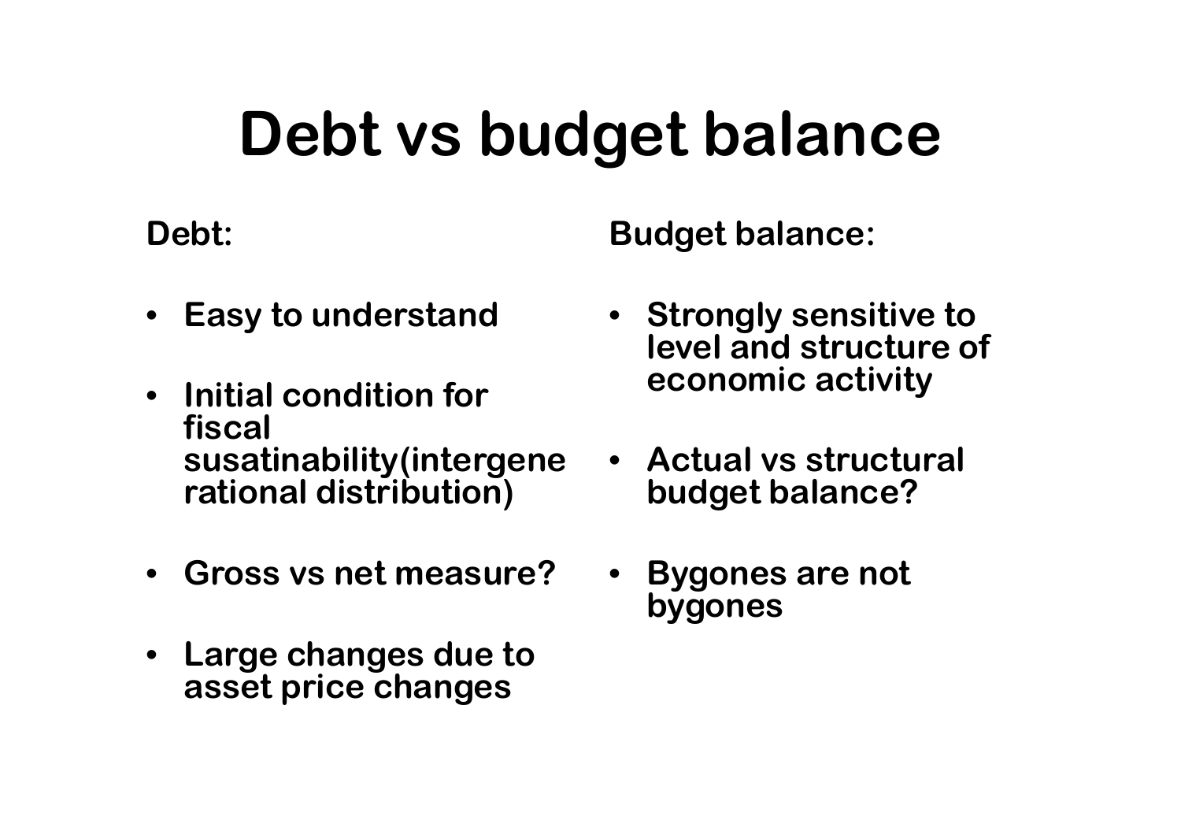# Debt vs budget balance

**Debt:**

- **Easy to understand**
- **Initial condition for fiscal susatinability(intergenerational distribution)**
- **Gross vs net measure?**
- **Large changes due to asset price changes**

**Budget balance:**

- **Strongly sensitive to level and structure of economic activity**
- **Actual vs structural budget balance?**
- **Bygones are not bygones**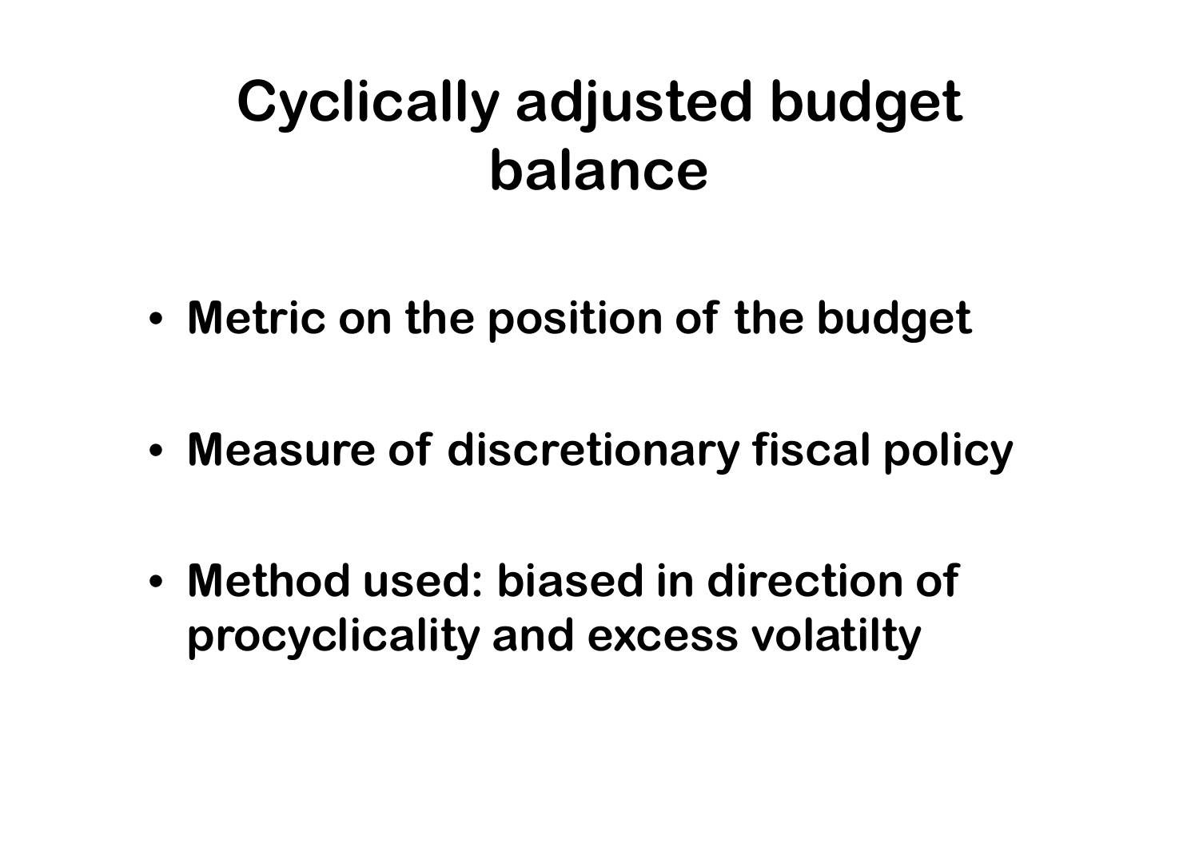# Cyclically adjusted budget balance

- **Metric on the position of the budget**
- **Measure of discretionary fiscal policy**
- **Method used: biased in direction of procyclicality and excess volatilty**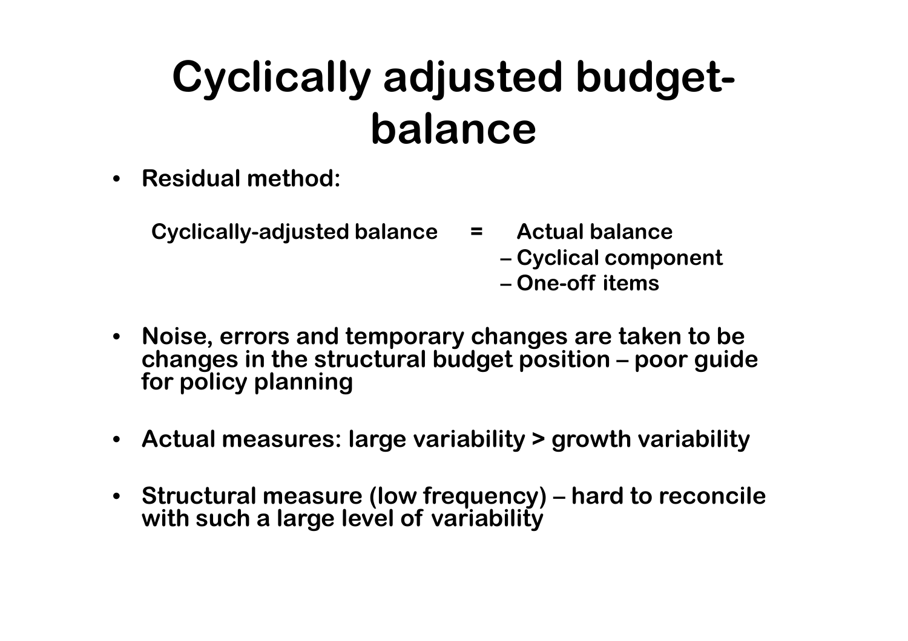# Cyclically adjusted budget-balance

- Residual method:

  Cyclically-adjusted balance = Actual balance
  – Cyclical component
  – One-off items

- Noise, errors and temporary changes are taken to be changes in the structural budget position – poor guide for policy planning

- Actual measures: large variability > growth variability

- Structural measure (low frequency) – hard to reconcile with such a large level of variability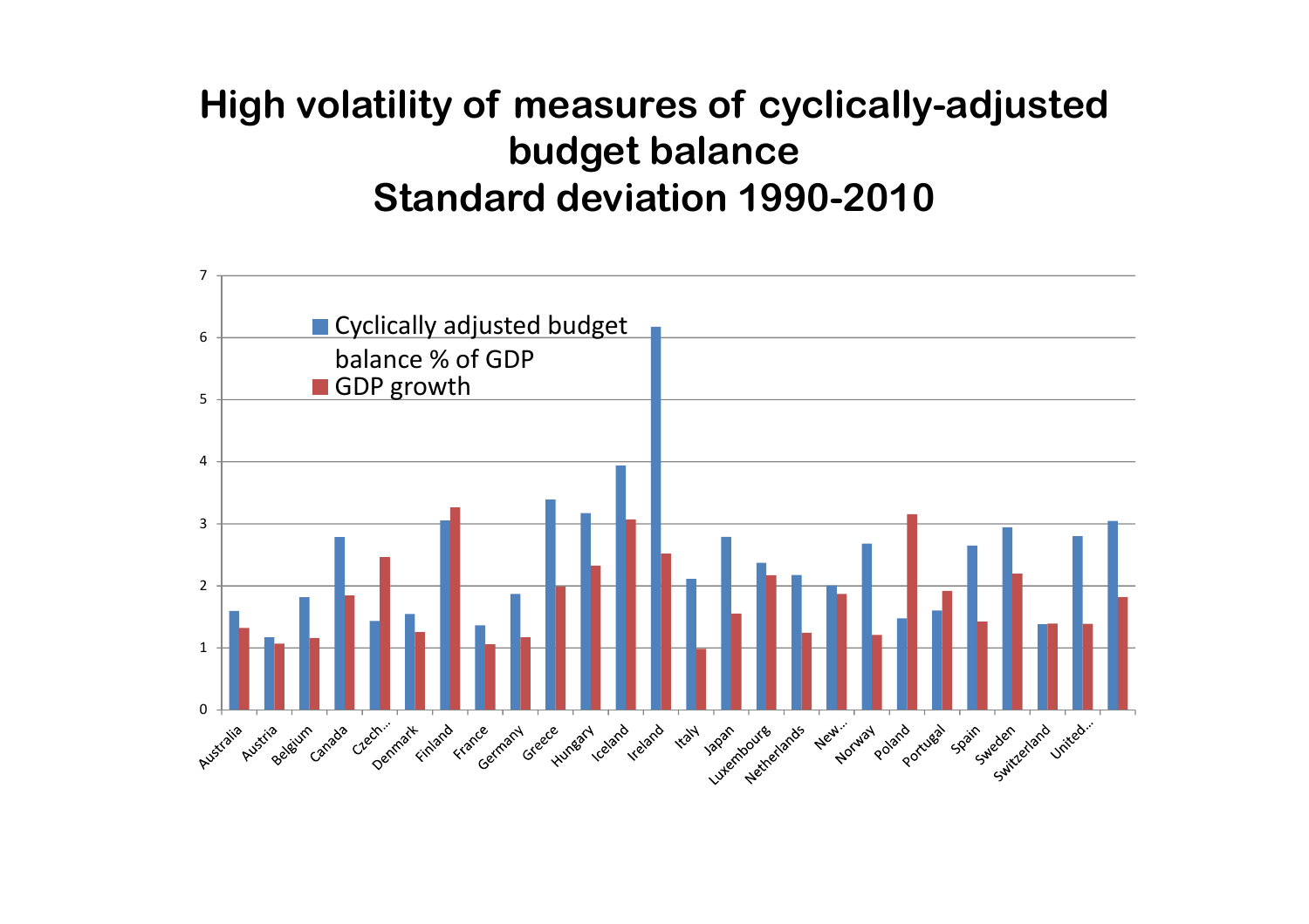# High volatility of measures of cyclically-adjusted budget balance Standard deviation 1990-2010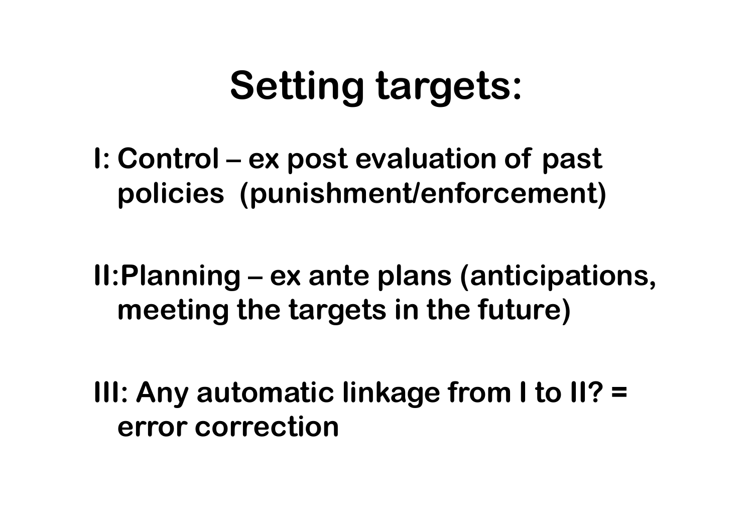# Setting targets:

I: Control – ex post evaluation of past policies (punishment/enforcement)

II:Planning – ex ante plans (anticipations, meeting the targets in the future)

III: Any automatic linkage from I to II? = error correction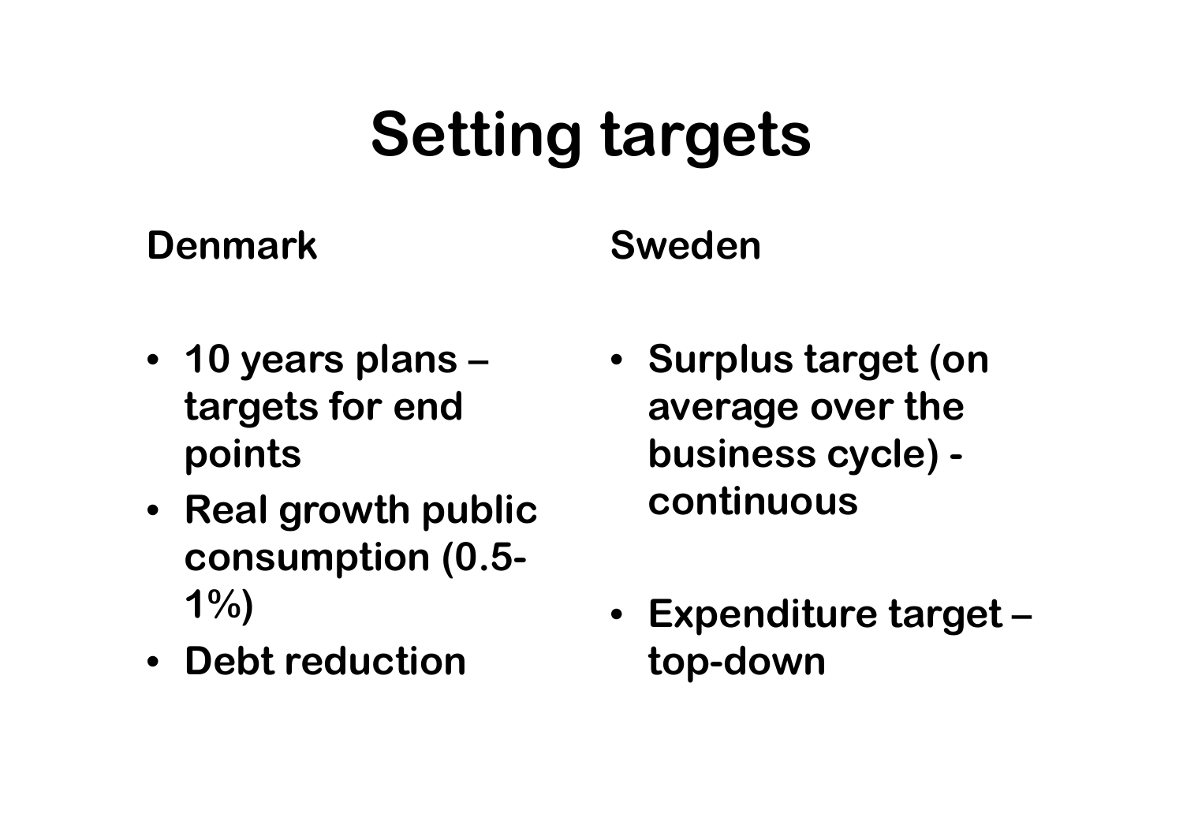# Setting targets

**Denmark**

- **10 years plans – targets for end points**
- **Real growth public consumption (0.5-1%)**
- **Debt reduction**

**Sweden**

- **Surplus target (on average over the business cycle) - continuous**
- **Expenditure target – top-down**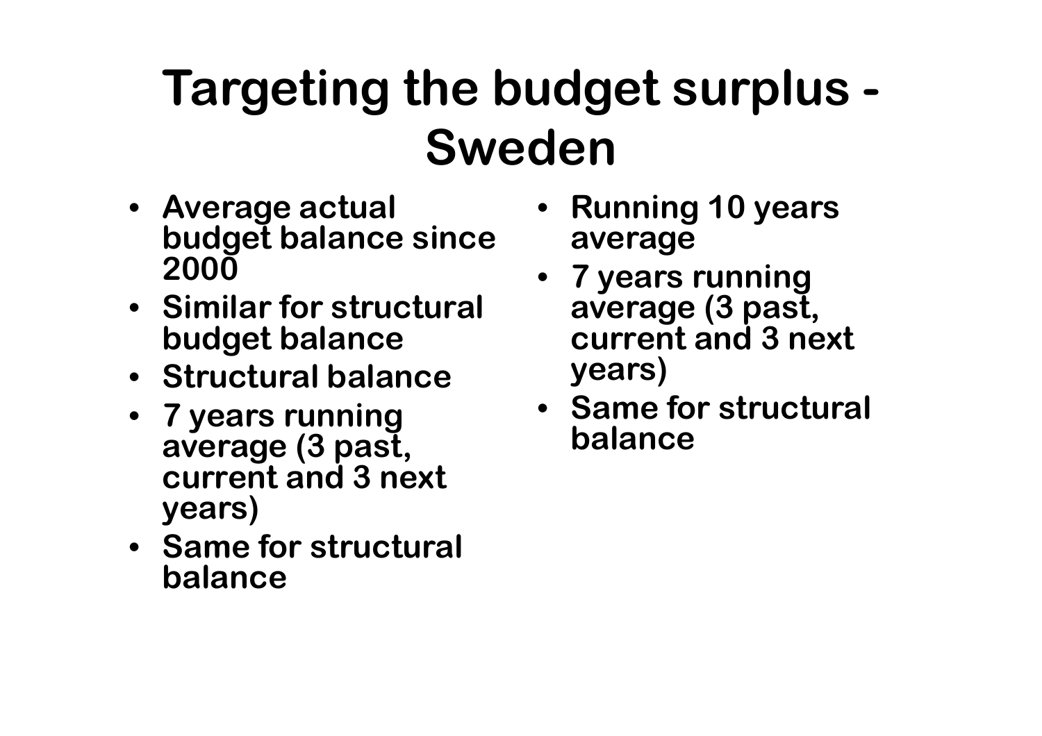# Targeting the budget surplus - Sweden

- Average actual budget balance since 2000
- Similar for structural budget balance
- Structural balance
- 7 years running average (3 past, current and 3 next years)
- Same for structural balance
- Running 10 years average
- 7 years running average (3 past, current and 3 next years)
- Same for structural balance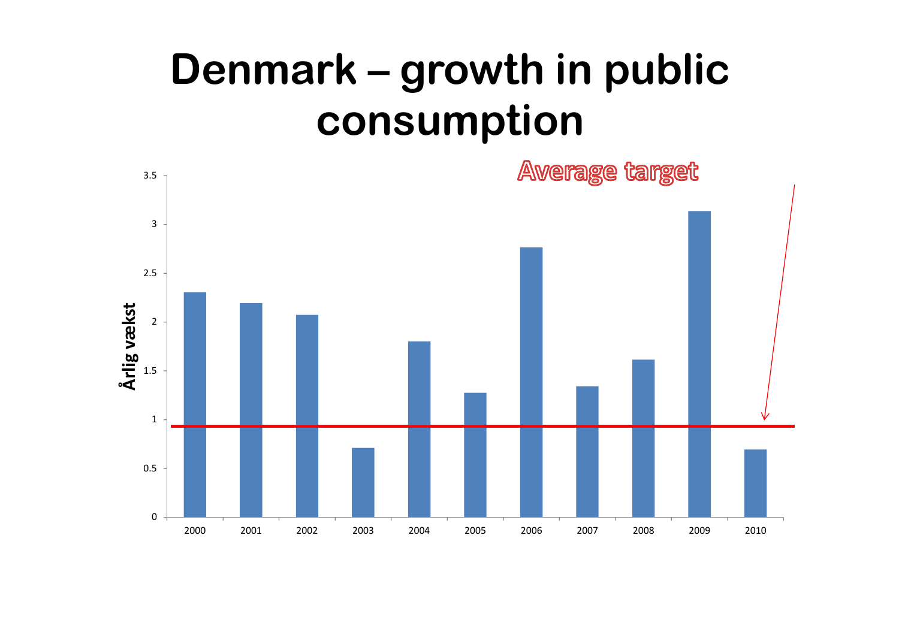# Denmark – growth in public consumption

Average target

Årlig vækst

| Year | Value |
|---|---|
| 2000 | 2.3 |
| 2001 | 2.2 |
| 2002 | 2.07 |
| 2003 | 0.71 |
| 2004 | 1.8 |
| 2005 | 1.27 |
| 2006 | 2.76 |
| 2007 | 1.34 |
| 2008 | 1.61 |
| 2009 | 3.13 |
| 2010 | 0.69 |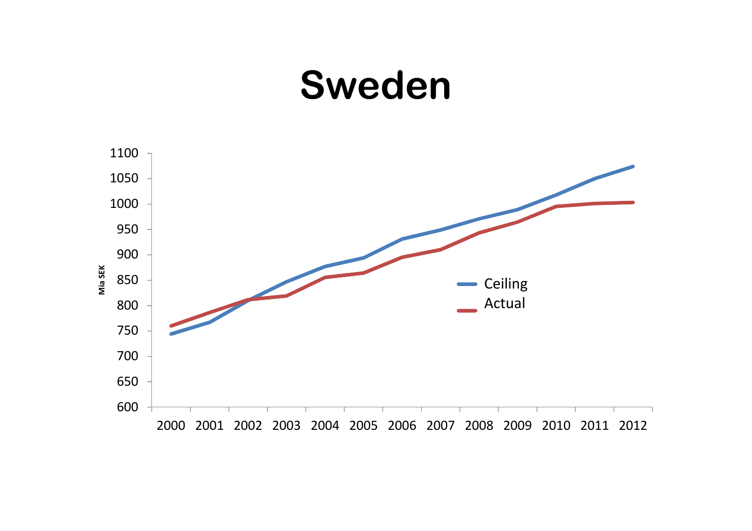# Sweden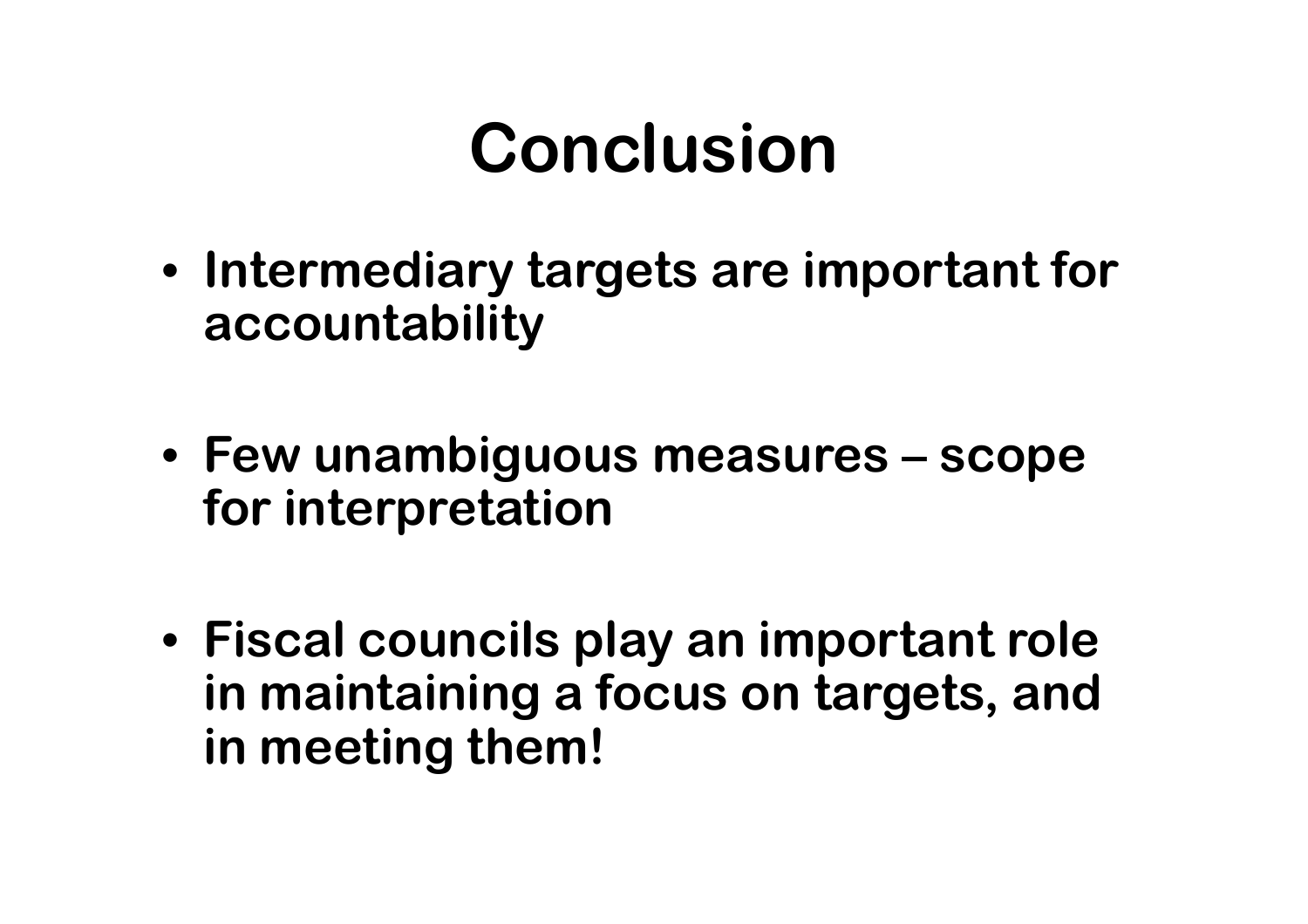# Conclusion

- **Intermediary targets are important for accountability**
- **Few unambiguous measures – scope for interpretation**
- **Fiscal councils play an important role in maintaining a focus on targets, and in meeting them!**